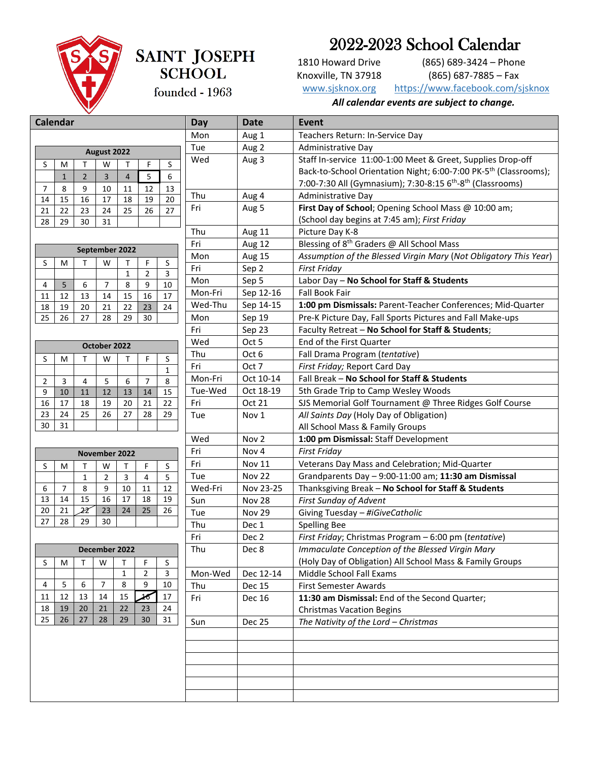# SAINT JOSEPH SCHOOL

founded - 1963

# 2022-2023 School Calendar

1810 Howard Drive
Knoxville, TN 37918
www.sjsknox.org

(865) 689-3424 – Phone
(865) 687-7885 – Fax
https://www.facebook.com/sjsknox

***All calendar events are subject to change.***

## Calendar

**August 2022**

| S | M | T | W | T | F | S |
|---|---|---|---|---|---|---|
| | 1 | 2 | 3 | 4 | 5 | 6 |
| 7 | 8 | 9 | 10 | 11 | 12 | 13 |
| 14 | 15 | 16 | 17 | 18 | 19 | 20 |
| 21 | 22 | 23 | 24 | 25 | 26 | 27 |
| 28 | 29 | 30 | 31 | | | |

**September 2022**

| S | M | T | W | T | F | S |
|---|---|---|---|---|---|---|
| | | | | 1 | 2 | 3 |
| 4 | 5 | 6 | 7 | 8 | 9 | 10 |
| 11 | 12 | 13 | 14 | 15 | 16 | 17 |
| 18 | 19 | 20 | 21 | 22 | 23 | 24 |
| 25 | 26 | 27 | 28 | 29 | 30 | |

**October 2022**

| S | M | T | W | T | F | S |
|---|---|---|---|---|---|---|
| | | | | | | 1 |
| 2 | 3 | 4 | 5 | 6 | 7 | 8 |
| 9 | 10 | 11 | 12 | 13 | 14 | 15 |
| 16 | 17 | 18 | 19 | 20 | 21 | 22 |
| 23 | 24 | 25 | 26 | 27 | 28 | 29 |
| 30 | 31 | | | | | |

**November 2022**

| S | M | T | W | T | F | S |
|---|---|---|---|---|---|---|
| | | 1 | 2 | 3 | 4 | 5 |
| 6 | 7 | 8 | 9 | 10 | 11 | 12 |
| 13 | 14 | 15 | 16 | 17 | 18 | 19 |
| 20 | 21 | 22 | 23 | 24 | 25 | 26 |
| 27 | 28 | 29 | 30 | | | |

**December 2022**

| S | M | T | W | T | F | S |
|---|---|---|---|---|---|---|
| | | | | 1 | 2 | 3 |
| 4 | 5 | 6 | 7 | 8 | 9 | 10 |
| 11 | 12 | 13 | 14 | 15 | 16 | 17 |
| 18 | 19 | 20 | 21 | 22 | 23 | 24 |
| 25 | 26 | 27 | 28 | 29 | 30 | 31 |

| Day | Date | Event |
|---|---|---|
| Mon | Aug 1 | Teachers Return: In-Service Day |
| Tue | Aug 2 | Administrative Day |
| Wed | Aug 3 | Staff In-service 11:00-1:00 Meet & Greet, Supplies Drop-off Back-to-School Orientation Night; 6:00-7:00 PK-5th (Classrooms); 7:00-7:30 All (Gymnasium); 7:30-8:15 6th-8th (Classrooms) |
| Thu | Aug 4 | Administrative Day |
| Fri | Aug 5 | **First Day of School**; Opening School Mass @ 10:00 am; (School day begins at 7:45 am); *First Friday* |
| Thu | Aug 11 | Picture Day K-8 |
| Fri | Aug 12 | Blessing of 8th Graders @ All School Mass |
| Mon | Aug 15 | *Assumption of the Blessed Virgin Mary (Not Obligatory This Year)* |
| Fri | Sep 2 | *First Friday* |
| Mon | Sep 5 | Labor Day – **No School for Staff & Students** |
| Mon-Fri | Sep 12-16 | Fall Book Fair |
| Wed-Thu | Sep 14-15 | **1:00 pm Dismissals:** Parent-Teacher Conferences; Mid-Quarter |
| Mon | Sep 19 | Pre-K Picture Day, Fall Sports Pictures and Fall Make-ups |
| Fri | Sep 23 | Faculty Retreat – **No School for Staff & Students**; |
| Wed | Oct 5 | End of the First Quarter |
| Thu | Oct 6 | Fall Drama Program (*tentative*) |
| Fri | Oct 7 | *First Friday;* Report Card Day |
| Mon-Fri | Oct 10-14 | Fall Break – **No School for Staff & Students** |
| Tue-Wed | Oct 18-19 | 5th Grade Trip to Camp Wesley Woods |
| Fri | Oct 21 | SJS Memorial Golf Tournament @ Three Ridges Golf Course |
| Tue | Nov 1 | *All Saints Day* (Holy Day of Obligation) All School Mass & Family Groups |
| Wed | Nov 2 | **1:00 pm Dismissal:** Staff Development |
| Fri | Nov 4 | *First Friday* |
| Fri | Nov 11 | Veterans Day Mass and Celebration; Mid-Quarter |
| Tue | Nov 22 | Grandparents Day – 9:00-11:00 am; **11:30 am Dismissal** |
| Wed-Fri | Nov 23-25 | Thanksgiving Break – **No School for Staff & Students** |
| Sun | Nov 28 | *First Sunday of Advent* |
| Tue | Nov 29 | Giving Tuesday – *#iGiveCatholic* |
| Thu | Dec 1 | Spelling Bee |
| Fri | Dec 2 | *First Friday*; Christmas Program – 6:00 pm (*tentative*) |
| Thu | Dec 8 | *Immaculate Conception of the Blessed Virgin Mary* (Holy Day of Obligation) All School Mass & Family Groups |
| Mon-Wed | Dec 12-14 | Middle School Fall Exams |
| Thu | Dec 15 | First Semester Awards |
| Fri | Dec 16 | **11:30 am Dismissal:** End of the Second Quarter; Christmas Vacation Begins |
| Sun | Dec 25 | *The Nativity of the Lord – Christmas* |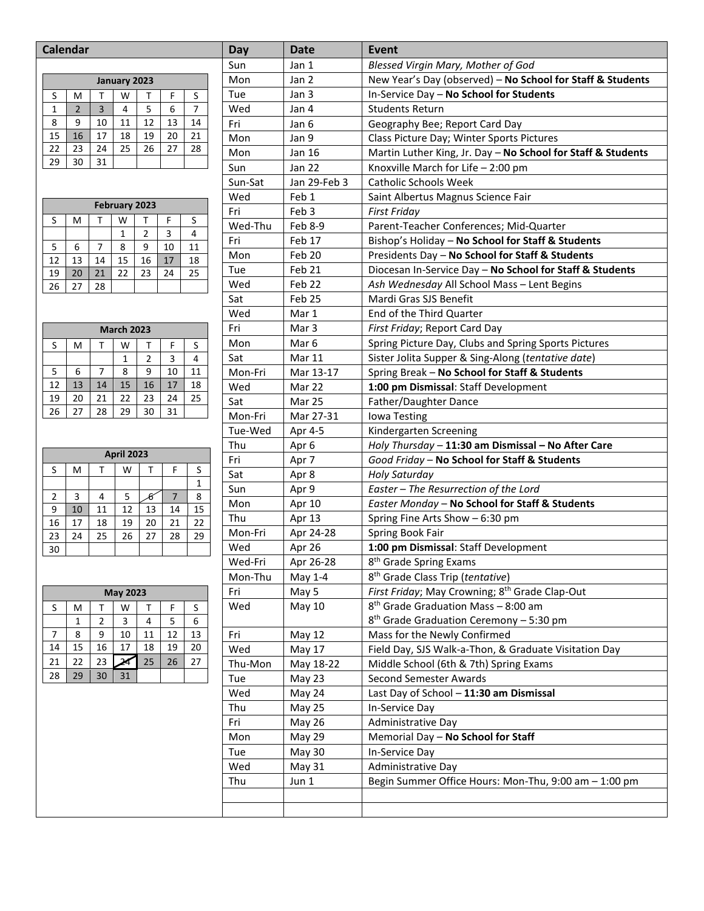## Calendar

| January 2023 | | | | | | |
|---|---|---|---|---|---|---|
| S | M | T | W | T | F | S |
| 1 | 2 | 3 | 4 | 5 | 6 | 7 |
| 8 | 9 | 10 | 11 | 12 | 13 | 14 |
| 15 | 16 | 17 | 18 | 19 | 20 | 21 |
| 22 | 23 | 24 | 25 | 26 | 27 | 28 |
| 29 | 30 | 31 | | | | |

| February 2023 | | | | | | |
|---|---|---|---|---|---|---|
| S | M | T | W | T | F | S |
| | | | 1 | 2 | 3 | 4 |
| 5 | 6 | 7 | 8 | 9 | 10 | 11 |
| 12 | 13 | 14 | 15 | 16 | 17 | 18 |
| 19 | 20 | 21 | 22 | 23 | 24 | 25 |
| 26 | 27 | 28 | | | | |

| March 2023 | | | | | | |
|---|---|---|---|---|---|---|
| S | M | T | W | T | F | S |
| | | | 1 | 2 | 3 | 4 |
| 5 | 6 | 7 | 8 | 9 | 10 | 11 |
| 12 | 13 | 14 | 15 | 16 | 17 | 18 |
| 19 | 20 | 21 | 22 | 23 | 24 | 25 |
| 26 | 27 | 28 | 29 | 30 | 31 | |

| April 2023 | | | | | | |
|---|---|---|---|---|---|---|
| S | M | T | W | T | F | S |
| | | | | | | 1 |
| 2 | 3 | 4 | 5 | 6 | 7 | 8 |
| 9 | 10 | 11 | 12 | 13 | 14 | 15 |
| 16 | 17 | 18 | 19 | 20 | 21 | 22 |
| 23 | 24 | 25 | 26 | 27 | 28 | 29 |
| 30 | | | | | | |

| May 2023 | | | | | | |
|---|---|---|---|---|---|---|
| S | M | T | W | T | F | S |
| | 1 | 2 | 3 | 4 | 5 | 6 |
| 7 | 8 | 9 | 10 | 11 | 12 | 13 |
| 14 | 15 | 16 | 17 | 18 | 19 | 20 |
| 21 | 22 | 23 | 24 | 25 | 26 | 27 |
| 28 | 29 | 30 | 31 | | | |

| Day | Date | Event |
|---|---|---|
| Sun | Jan 1 | *Blessed Virgin Mary, Mother of God* |
| Mon | Jan 2 | New Year's Day (observed) – **No School for Staff & Students** |
| Tue | Jan 3 | In-Service Day – **No School for Students** |
| Wed | Jan 4 | Students Return |
| Fri | Jan 6 | Geography Bee; Report Card Day |
| Mon | Jan 9 | Class Picture Day; Winter Sports Pictures |
| Mon | Jan 16 | Martin Luther King, Jr. Day – **No School for Staff & Students** |
| Sun | Jan 22 | Knoxville March for Life – 2:00 pm |
| Sun-Sat | Jan 29-Feb 3 | Catholic Schools Week |
| Wed | Feb 1 | Saint Albertus Magnus Science Fair |
| Fri | Feb 3 | *First Friday* |
| Wed-Thu | Feb 8-9 | Parent-Teacher Conferences; Mid-Quarter |
| Fri | Feb 17 | Bishop's Holiday – **No School for Staff & Students** |
| Mon | Feb 20 | Presidents Day – **No School for Staff & Students** |
| Tue | Feb 21 | Diocesan In-Service Day – **No School for Staff & Students** |
| Wed | Feb 22 | *Ash Wednesday* All School Mass – Lent Begins |
| Sat | Feb 25 | Mardi Gras SJS Benefit |
| Wed | Mar 1 | End of the Third Quarter |
| Fri | Mar 3 | *First Friday*; Report Card Day |
| Mon | Mar 6 | Spring Picture Day, Clubs and Spring Sports Pictures |
| Sat | Mar 11 | Sister Jolita Supper & Sing-Along (*tentative date*) |
| Mon-Fri | Mar 13-17 | Spring Break – **No School for Staff & Students** |
| Wed | Mar 22 | **1:00 pm Dismissal**: Staff Development |
| Sat | Mar 25 | Father/Daughter Dance |
| Mon-Fri | Mar 27-31 | Iowa Testing |
| Tue-Wed | Apr 4-5 | Kindergarten Screening |
| Thu | Apr 6 | *Holy Thursday* – **11:30 am Dismissal – No After Care** |
| Fri | Apr 7 | *Good Friday* – **No School for Staff & Students** |
| Sat | Apr 8 | *Holy Saturday* |
| Sun | Apr 9 | *Easter – The Resurrection of the Lord* |
| Mon | Apr 10 | *Easter Monday* – **No School for Staff & Students** |
| Thu | Apr 13 | Spring Fine Arts Show – 6:30 pm |
| Mon-Fri | Apr 24-28 | Spring Book Fair |
| Wed | Apr 26 | **1:00 pm Dismissal**: Staff Development |
| Wed-Fri | Apr 26-28 | 8th Grade Spring Exams |
| Mon-Thu | May 1-4 | 8th Grade Class Trip (*tentative*) |
| Fri | May 5 | *First Friday*; May Crowning; 8th Grade Clap-Out |
| Wed | May 10 | 8th Grade Graduation Mass – 8:00 am<br>8th Grade Graduation Ceremony – 5:30 pm |
| Fri | May 12 | Mass for the Newly Confirmed |
| Wed | May 17 | Field Day, SJS Walk-a-Thon, & Graduate Visitation Day |
| Thu-Mon | May 18-22 | Middle School (6th & 7th) Spring Exams |
| Tue | May 23 | Second Semester Awards |
| Wed | May 24 | Last Day of School – **11:30 am Dismissal** |
| Thu | May 25 | In-Service Day |
| Fri | May 26 | Administrative Day |
| Mon | May 29 | Memorial Day – **No School for Staff** |
| Tue | May 30 | In-Service Day |
| Wed | May 31 | Administrative Day |
| Thu | Jun 1 | Begin Summer Office Hours: Mon-Thu, 9:00 am – 1:00 pm |